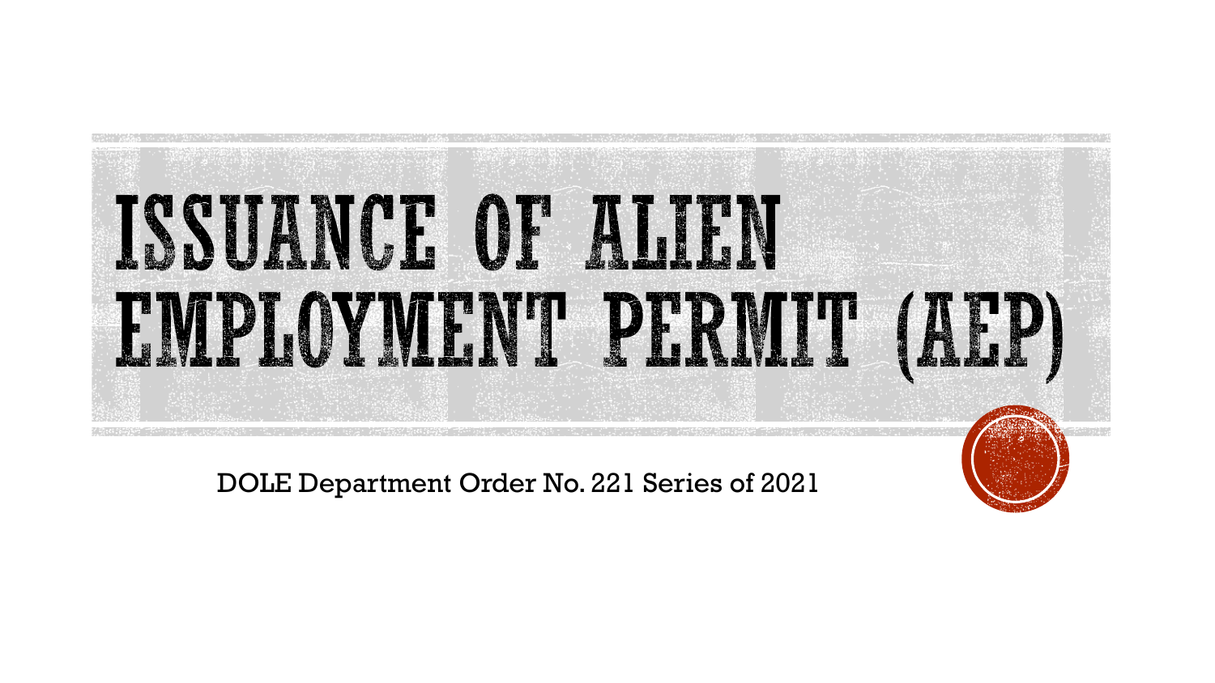# ISSUANCE OF ALIEN EMPLOYMENT PERMIT (AEP)

DOLE Department Order No. 221 Series of 2021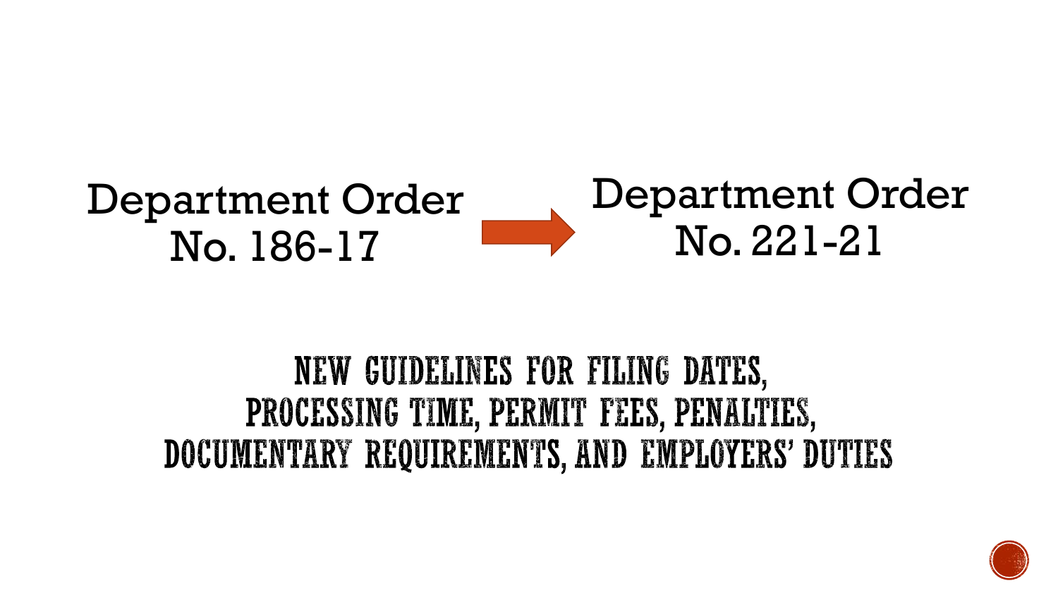Department Order No. 186-17 → Department Order No. 221-21

## NEW GUIDELINES FOR FILING DATES, PROCESSING TIME, PERMIT FEES, PENALTIES, DOCUMENTARY REQUIREMENTS, AND EMPLOYERS' DUTIES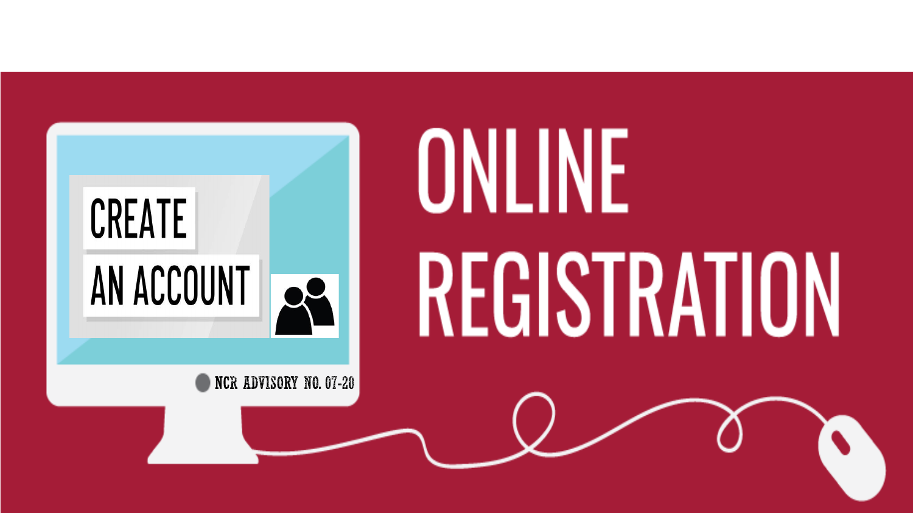# ONLINE REGISTRATION

CREATE AN ACCOUNT

NCR ADVISORY NO. 07-20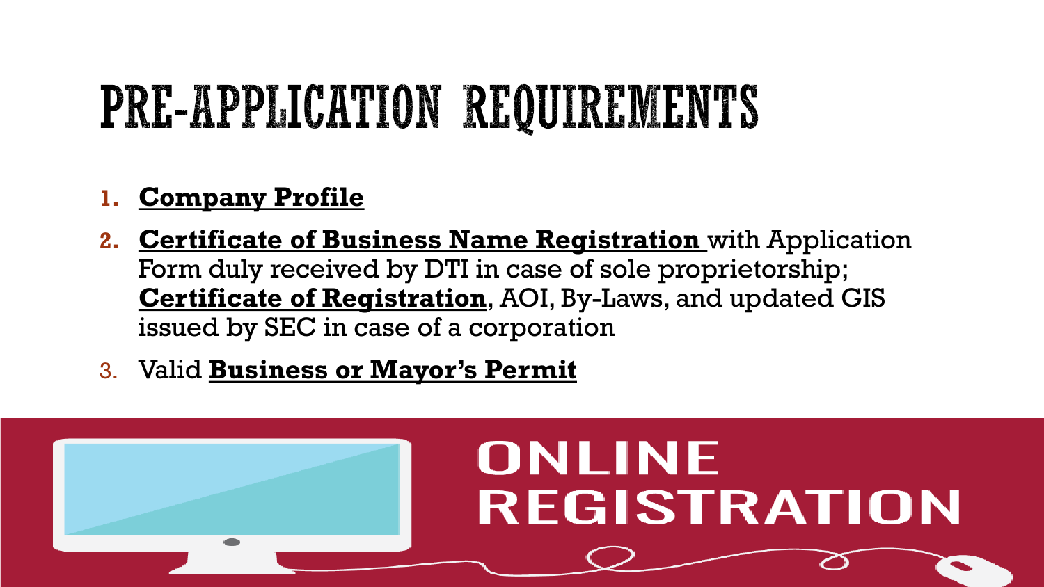# PRE-APPLICATION REQUIREMENTS

1. **Company Profile**
2. **Certificate of Business Name Registration** with Application Form duly received by DTI in case of sole proprietorship; **Certificate of Registration**, AOI, By-Laws, and updated GIS issued by SEC in case of a corporation
3. Valid **Business or Mayor's Permit**

ONLINE REGISTRATION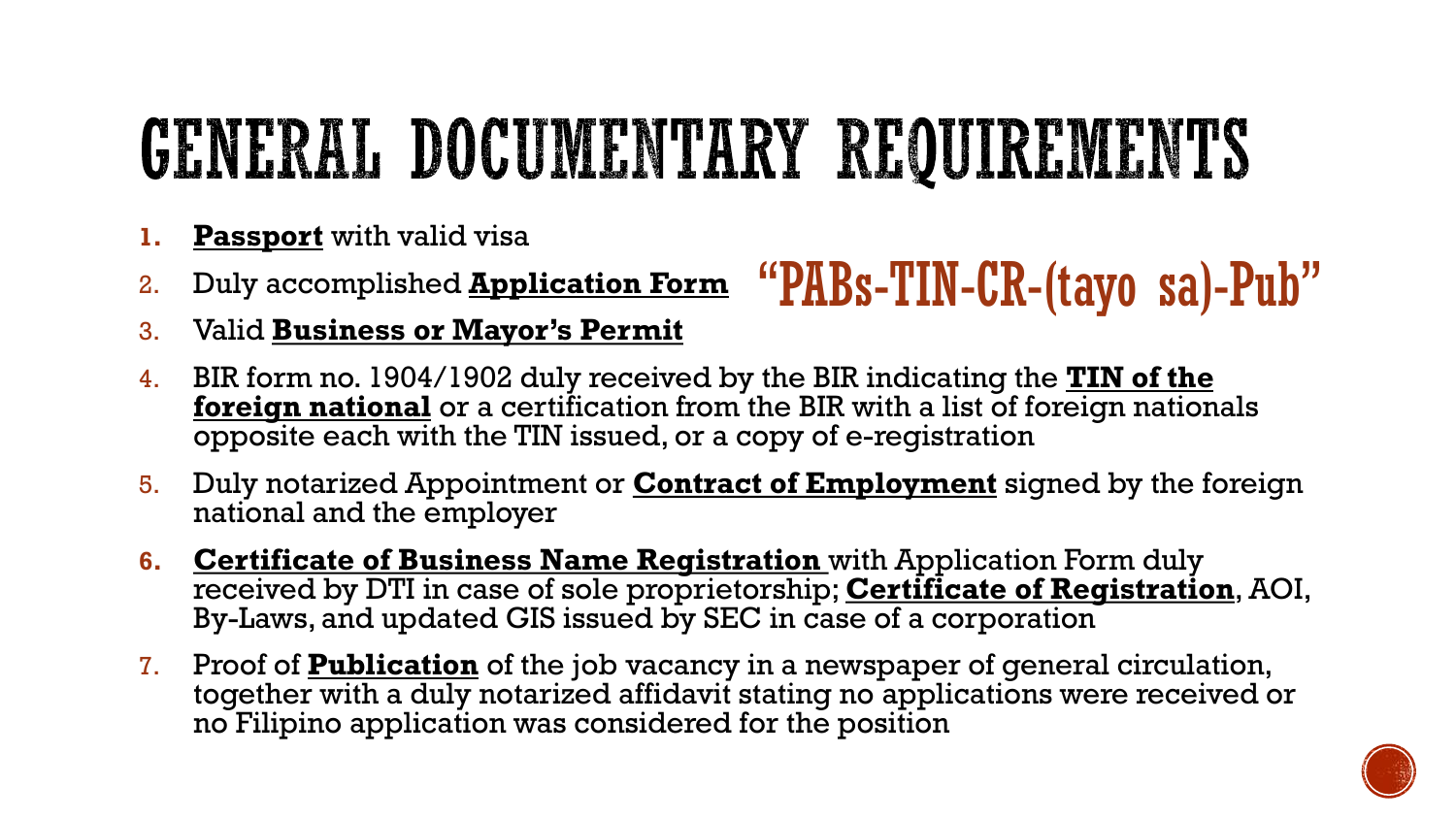# GENERAL DOCUMENTARY REQUIREMENTS

"PABs-TIN-CR-(tayo sa)-Pub"

1. **Passport** with valid visa
2. Duly accomplished **Application Form**
3. Valid **Business or Mayor's Permit**
4. BIR form no. 1904/1902 duly received by the BIR indicating the **TIN of the foreign national** or a certification from the BIR with a list of foreign nationals opposite each with the TIN issued, or a copy of e-registration
5. Duly notarized Appointment or **Contract of Employment** signed by the foreign national and the employer
6. **Certificate of Business Name Registration** with Application Form duly received by DTI in case of sole proprietorship; **Certificate of Registration**, AOI, By-Laws, and updated GIS issued by SEC in case of a corporation
7. Proof of **Publication** of the job vacancy in a newspaper of general circulation, together with a duly notarized affidavit stating no applications were received or no Filipino application was considered for the position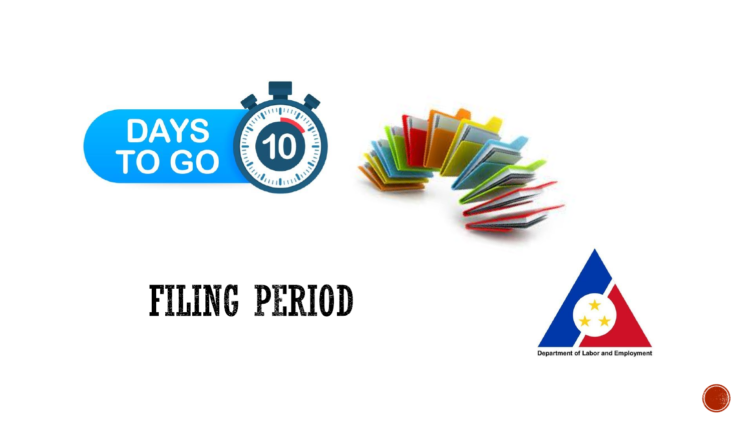DAYS TO GO 10

# FILING PERIOD

Department of Labor and Employment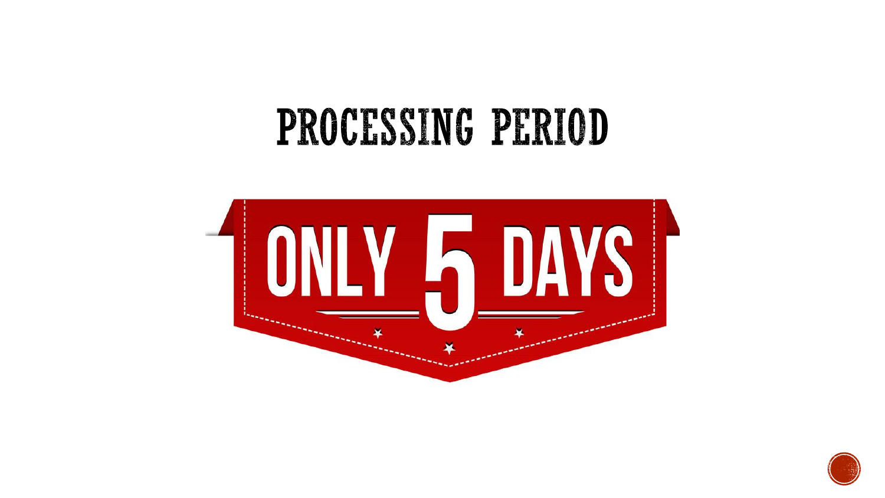# PROCESSING PERIOD

ONLY 5 DAYS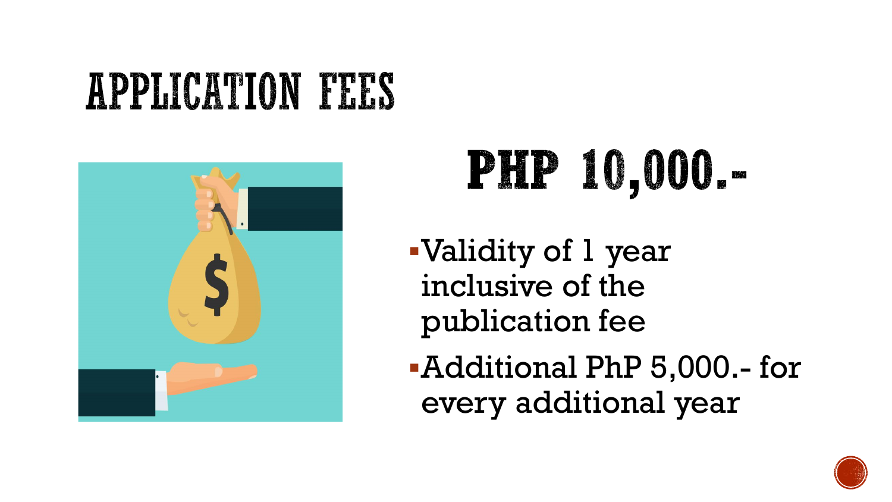# APPLICATION FEES

## PHP 10,000.-

- Validity of 1 year inclusive of the publication fee
- Additional PhP 5,000.- for every additional year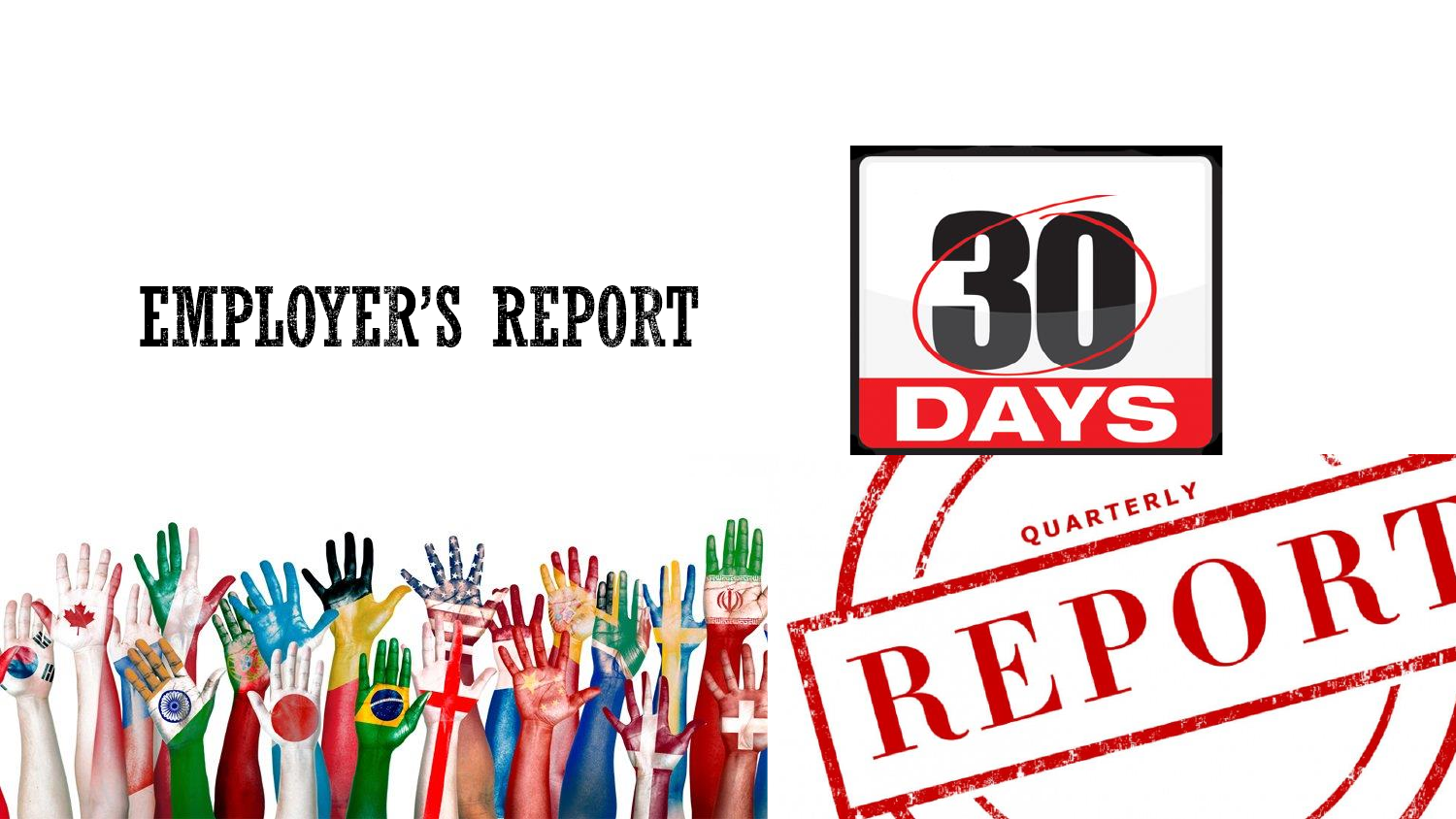# EMPLOYER'S REPORT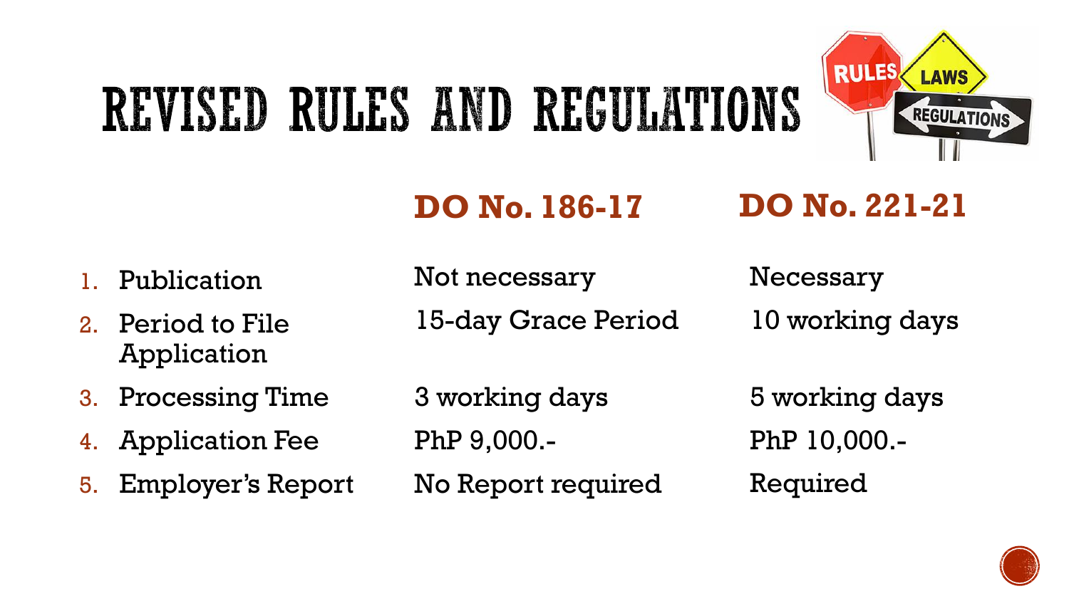# REVISED RULES AND REGULATIONS

| | DO No. 186-17 | DO No. 221-21 |
| --- | --- | --- |
| 1. Publication | Not necessary | Necessary |
| 2. Period to File Application | 15-day Grace Period | 10 working days |
| 3. Processing Time | 3 working days | 5 working days |
| 4. Application Fee | PhP 9,000.- | PhP 10,000.- |
| 5. Employer's Report | No Report required | Required |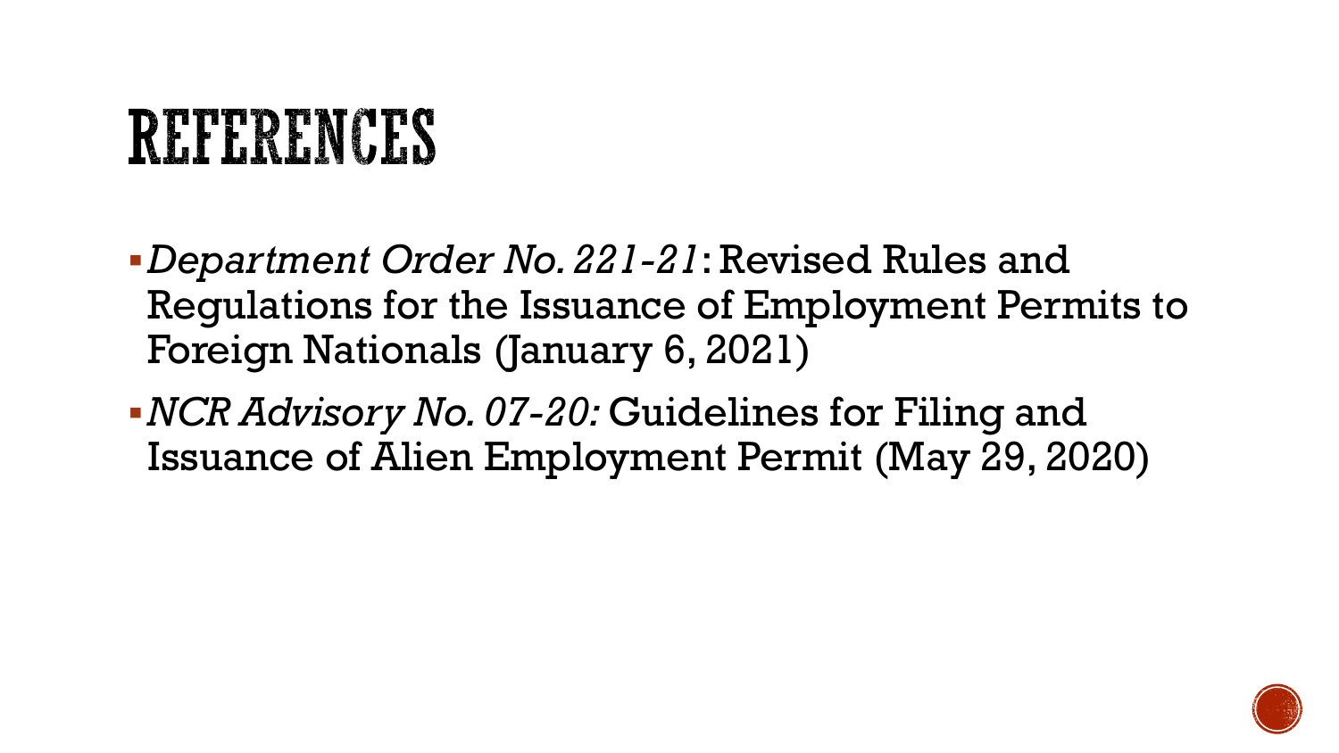# REFERENCES

- *Department Order No. 221-21*: Revised Rules and Regulations for the Issuance of Employment Permits to Foreign Nationals (January 6, 2021)
- *NCR Advisory No. 07-20:* Guidelines for Filing and Issuance of Alien Employment Permit (May 29, 2020)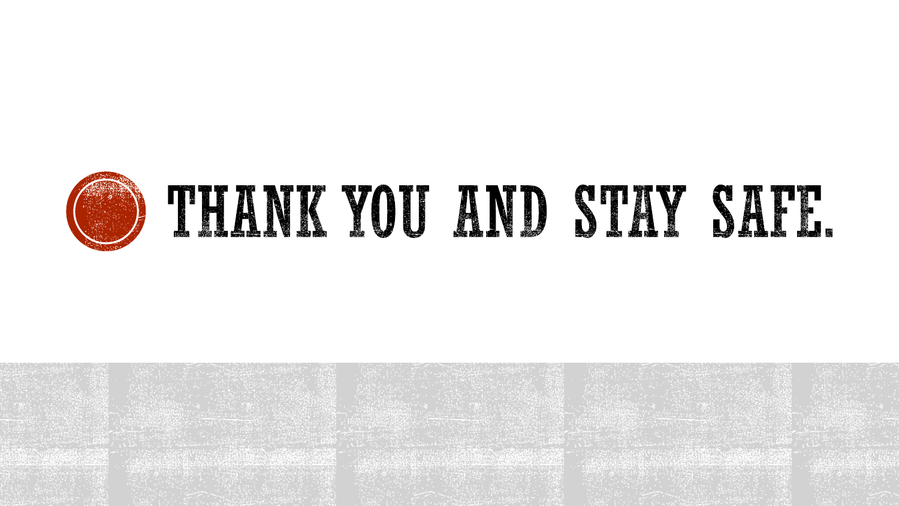# THANK YOU AND STAY SAFE.